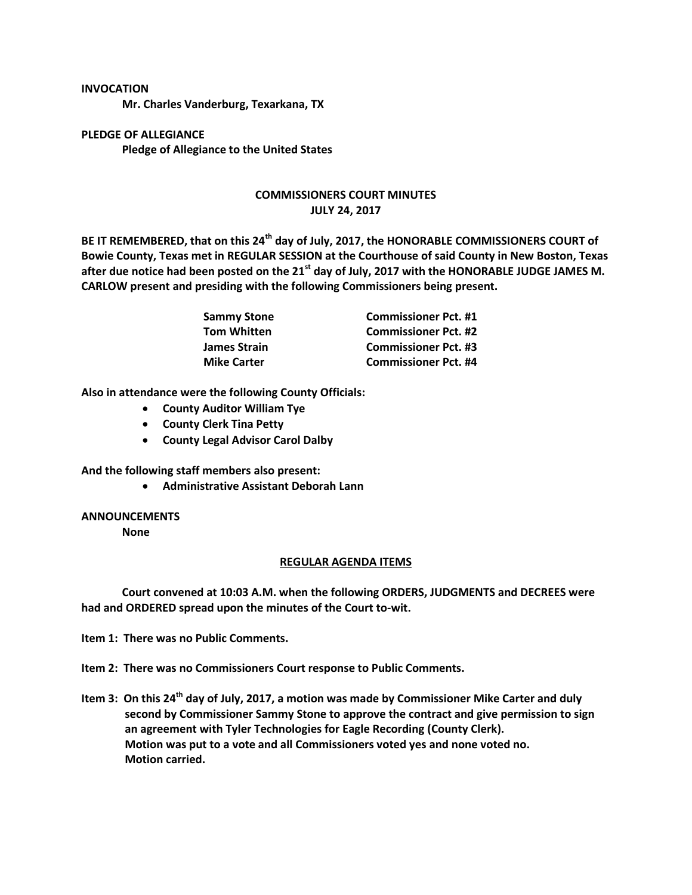**INVOCATION**

**Mr. Charles Vanderburg, Texarkana, TX**

**PLEDGE OF ALLEGIANCE**

**Pledge of Allegiance to the United States**

## COMMISSIONERS COURT MINUTES
## JULY 24, 2017

**BE IT REMEMBERED, that on this 24th day of July, 2017, the HONORABLE COMMISSIONERS COURT of Bowie County, Texas met in REGULAR SESSION at the Courthouse of said County in New Boston, Texas after due notice had been posted on the 21st day of July, 2017 with the HONORABLE JUDGE JAMES M. CARLOW present and presiding with the following Commissioners being present.**

| | |
|---|---|
| **Sammy Stone** | **Commissioner Pct. #1** |
| **Tom Whitten** | **Commissioner Pct. #2** |
| **James Strain** | **Commissioner Pct. #3** |
| **Mike Carter** | **Commissioner Pct. #4** |

**Also in attendance were the following County Officials:**

- **County Auditor William Tye**
- **County Clerk Tina Petty**
- **County Legal Advisor Carol Dalby**

**And the following staff members also present:**

- **Administrative Assistant Deborah Lann**

**ANNOUNCEMENTS**

**None**

**REGULAR AGENDA ITEMS**

**Court convened at 10:03 A.M. when the following ORDERS, JUDGMENTS and DECREES were had and ORDERED spread upon the minutes of the Court to-wit.**

**Item 1: There was no Public Comments.**

**Item 2: There was no Commissioners Court response to Public Comments.**

**Item 3: On this 24th day of July, 2017, a motion was made by Commissioner Mike Carter and duly second by Commissioner Sammy Stone to approve the contract and give permission to sign an agreement with Tyler Technologies for Eagle Recording (County Clerk). Motion was put to a vote and all Commissioners voted yes and none voted no. Motion carried.**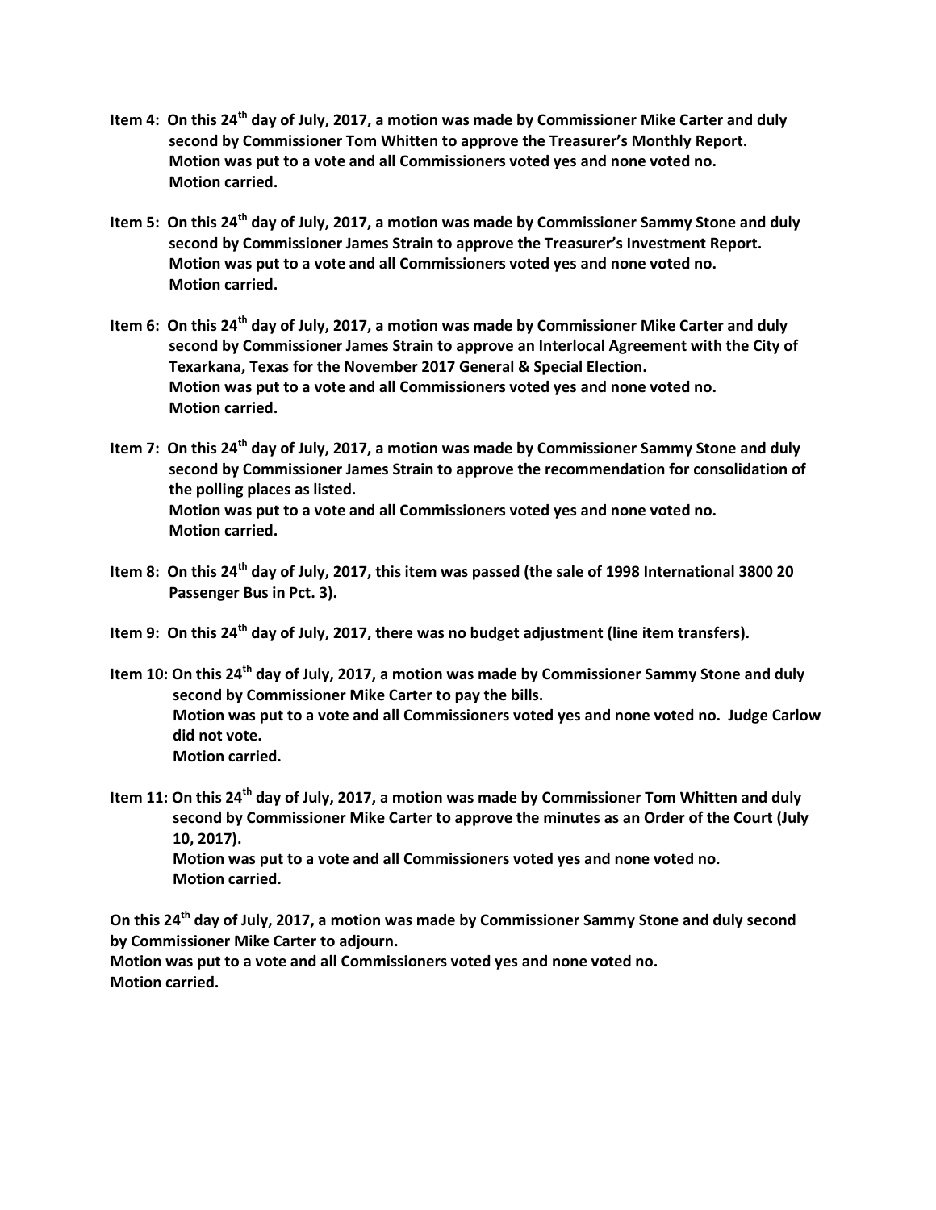**Item 4: On this 24th day of July, 2017, a motion was made by Commissioner Mike Carter and duly second by Commissioner Tom Whitten to approve the Treasurer's Monthly Report.**
**Motion was put to a vote and all Commissioners voted yes and none voted no.**
**Motion carried.**

**Item 5: On this 24th day of July, 2017, a motion was made by Commissioner Sammy Stone and duly second by Commissioner James Strain to approve the Treasurer's Investment Report.**
**Motion was put to a vote and all Commissioners voted yes and none voted no.**
**Motion carried.**

**Item 6: On this 24th day of July, 2017, a motion was made by Commissioner Mike Carter and duly second by Commissioner James Strain to approve an Interlocal Agreement with the City of Texarkana, Texas for the November 2017 General & Special Election.**
**Motion was put to a vote and all Commissioners voted yes and none voted no.**
**Motion carried.**

**Item 7: On this 24th day of July, 2017, a motion was made by Commissioner Sammy Stone and duly second by Commissioner James Strain to approve the recommendation for consolidation of the polling places as listed.**
**Motion was put to a vote and all Commissioners voted yes and none voted no.**
**Motion carried.**

**Item 8: On this 24th day of July, 2017, this item was passed (the sale of 1998 International 3800 20 Passenger Bus in Pct. 3).**

**Item 9: On this 24th day of July, 2017, there was no budget adjustment (line item transfers).**

**Item 10: On this 24th day of July, 2017, a motion was made by Commissioner Sammy Stone and duly second by Commissioner Mike Carter to pay the bills.**
**Motion was put to a vote and all Commissioners voted yes and none voted no. Judge Carlow did not vote.**
**Motion carried.**

**Item 11: On this 24th day of July, 2017, a motion was made by Commissioner Tom Whitten and duly second by Commissioner Mike Carter to approve the minutes as an Order of the Court (July 10, 2017).**
**Motion was put to a vote and all Commissioners voted yes and none voted no.**
**Motion carried.**

**On this 24th day of July, 2017, a motion was made by Commissioner Sammy Stone and duly second by Commissioner Mike Carter to adjourn.**
**Motion was put to a vote and all Commissioners voted yes and none voted no.**
**Motion carried.**